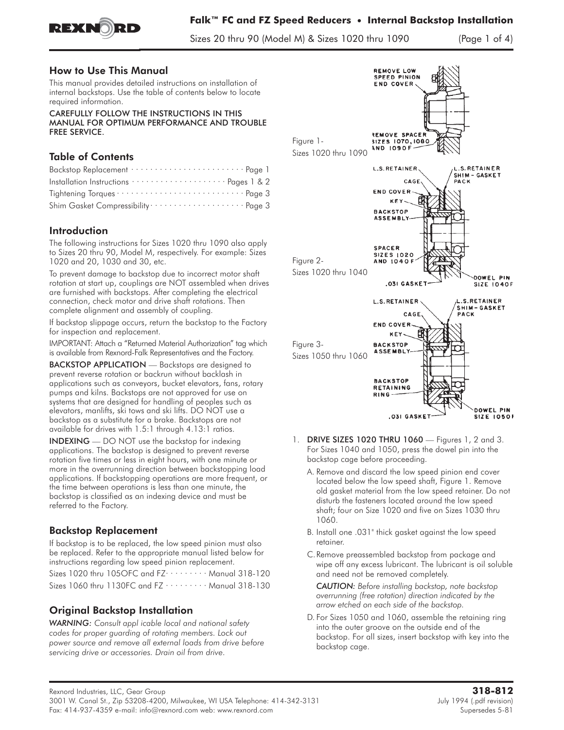## How to Use This Manual

This manual provides detailed instructions on installation of internal backstops. Use the table of contents below to locate required information.

CAREFULLY FOLLOW THE INSTRUCTIONS IN THIS MANUAL FOR OPTIMUM PERFORMANCE AND TROUBLE FREE SERVICE.

## Table of Contents

Backstop Replacement ························ Page 1
Installation Instructions ····················· Pages 1 & 2
Tightening Torques ···························· Page 3
Shim Gasket Compressibility ···················· Page 3

## Introduction

The following instructions for Sizes 1020 thru 1090 also apply to Sizes 20 thru 90, Model M, respectively. For example: Sizes 1020 and 20, 1030 and 30, etc.

To prevent damage to backstop due to incorrect motor shaft rotation at start up, couplings are NOT assembled when drives are furnished with backstops. After completing the electrical connection, check motor and drive shaft rotations. Then complete alignment and assembly of coupling.

If backstop slippage occurs, return the backstop to the Factory for inspection and replacement.

IMPORTANT: Attach a "Returned Material Authorization" tag which is available from Rexnord-Falk Representatives and the Factory.

**BACKSTOP APPLICATION** — Backstops are designed to prevent reverse rotation or backrun without backlash in applications such as conveyors, bucket elevators, fans, rotary pumps and kilns. Backstops are not approved for use on systems that are designed for handling of peoples such as elevators, manlifts, ski tows and ski lifts. DO NOT use a backstop as a substitute for a brake. Backstops are not available for drives with 1.5:1 through 4.13:1 ratios.

**INDEXING** — DO NOT use the backstop for indexing applications. The backstop is designed to prevent reverse rotation five times or less in eight hours, with one minute or more in the overrunning direction between backstopping load applications. If backstopping operations are more frequent, or the time between operations is less than one minute, the backstop is classified as an indexing device and must be referred to the Factory.

## Backstop Replacement

If backstop is to be replaced, the low speed pinion must also be replaced. Refer to the appropriate manual listed below for instructions regarding low speed pinion replacement.

Sizes 1020 thru 105OFC and FZ ········· Manual 318-120
Sizes 1060 thru 1130FC and FZ ········· Manual 318-130

## Original Backstop Installation

*WARNING: Consult appl icable local and national safety codes for proper guarding of rotating members. Lock out power source and remove all external loads from drive before servicing drive or accessories. Drain oil from drive.*

Figure 1- Sizes 1020 thru 1090

Figure 2- Sizes 1020 thru 1040

Figure 3- Sizes 1050 thru 1060

1. **DRIVE SIZES 1020 THRU 1060** — Figures 1, 2 and 3. For Sizes 1040 and 1050, press the dowel pin into the backstop cage before proceeding.

   A. Remove and discard the low speed pinion end cover located below the low speed shaft, Figure 1. Remove old gasket material from the low speed retainer. Do not disturb the fasteners located around the low speed shaft; four on Size 1020 and five on Sizes 1030 thru 1060.

   B. Install one .031" thick gasket against the low speed retainer.

   C. Remove preassembled backstop from package and wipe off any excess lubricant. The lubricant is oil soluble and need not be removed completely.

   *CAUTION: Before installing backstop, note backstop overrunning (free rotation) direction indicated by the arrow etched on each side of the backstop.*

   D. For Sizes 1050 and 1060, assemble the retaining ring into the outer groove on the outside end of the backstop. For all sizes, insert backstop with key into the backstop cage.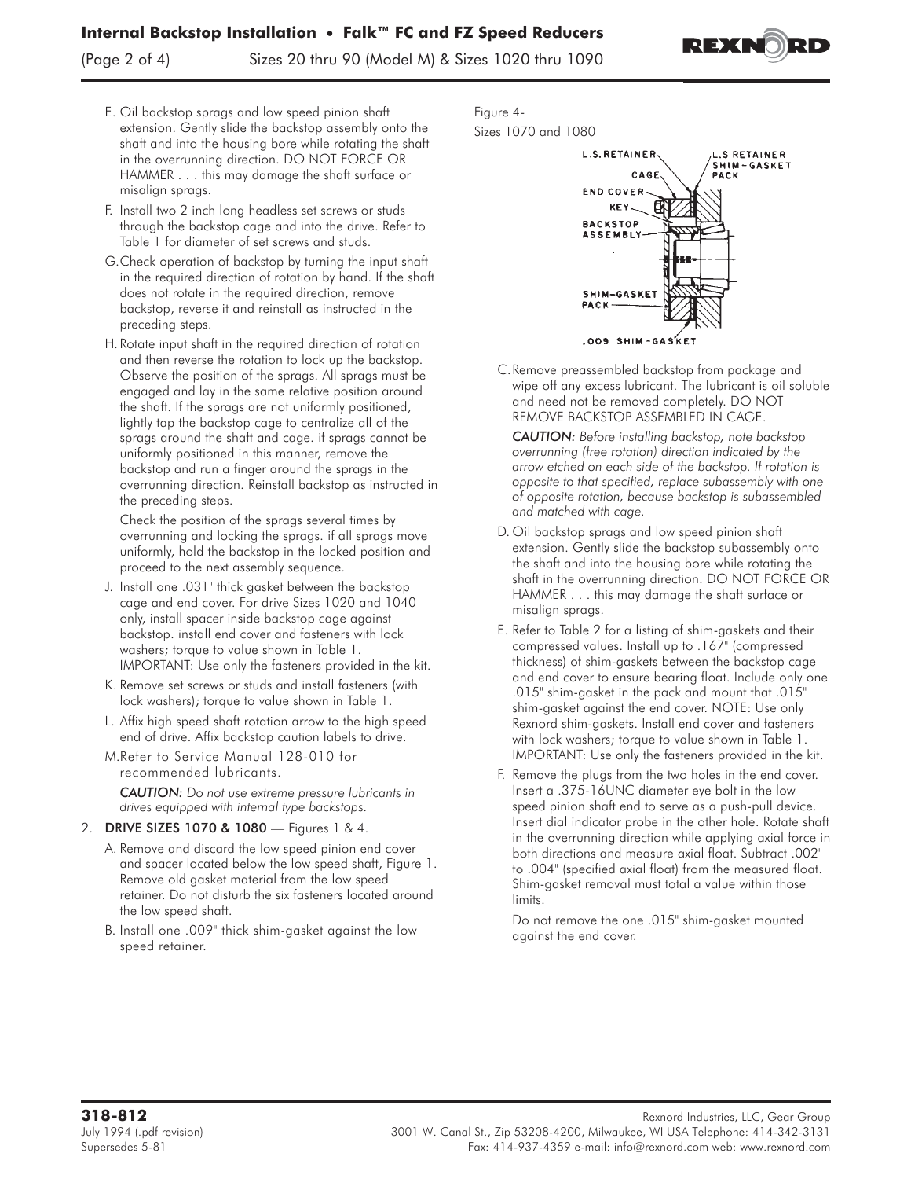E. Oil backstop sprags and low speed pinion shaft extension. Gently slide the backstop assembly onto the shaft and into the housing bore while rotating the shaft in the overrunning direction. DO NOT FORCE OR HAMMER . . . this may damage the shaft surface or misalign sprags.

F. Install two 2 inch long headless set screws or studs through the backstop cage and into the drive. Refer to Table 1 for diameter of set screws and studs.

G. Check operation of backstop by turning the input shaft in the required direction of rotation by hand. If the shaft does not rotate in the required direction, remove backstop, reverse it and reinstall as instructed in the preceding steps.

H. Rotate input shaft in the required direction of rotation and then reverse the rotation to lock up the backstop. Observe the position of the sprags. All sprags must be engaged and lay in the same relative position around the shaft. If the sprags are not uniformly positioned, lightly tap the backstop cage to centralize all of the sprags around the shaft and cage. if sprags cannot be uniformly positioned in this manner, remove the backstop and run a finger around the sprags in the overrunning direction. Reinstall backstop as instructed in the preceding steps.

   Check the position of the sprags several times by overrunning and locking the sprags. if all sprags move uniformly, hold the backstop in the locked position and proceed to the next assembly sequence.

J. Install one .031" thick gasket between the backstop cage and end cover. For drive Sizes 1020 and 1040 only, install spacer inside backstop cage against backstop. install end cover and fasteners with lock washers; torque to value shown in Table 1. IMPORTANT: Use only the fasteners provided in the kit.

K. Remove set screws or studs and install fasteners (with lock washers); torque to value shown in Table 1.

L. Affix high speed shaft rotation arrow to the high speed end of drive. Affix backstop caution labels to drive.

M. Refer to Service Manual 128-010 for recommended lubricants.

   *CAUTION: Do not use extreme pressure lubricants in drives equipped with internal type backstops.*

2. **DRIVE SIZES 1070 & 1080** — Figures 1 & 4.

   A. Remove and discard the low speed pinion end cover and spacer located below the low speed shaft, Figure 1. Remove old gasket material from the low speed retainer. Do not disturb the six fasteners located around the low speed shaft.

   B. Install one .009" thick shim-gasket against the low speed retainer.

Figure 4- Sizes 1070 and 1080

L.S. RETAINER — L.S. RETAINER SHIM-GASKET PACK — CAGE — END COVER — KEY — BACKSTOP ASSEMBLY — SHIM-GASKET PACK — .009 SHIM-GASKET

   C. Remove preassembled backstop from package and wipe off any excess lubricant. The lubricant is oil soluble and need not be removed completely. DO NOT REMOVE BACKSTOP ASSEMBLED IN CAGE.

   *CAUTION: Before installing backstop, note backstop overrunning (free rotation) direction indicated by the arrow etched on each side of the backstop. If rotation is opposite to that specified, replace subassembly with one of opposite rotation, because backstop is subassembled and matched with cage.*

   D. Oil backstop sprags and low speed pinion shaft extension. Gently slide the backstop subassembly onto the shaft and into the housing bore while rotating the shaft in the overrunning direction. DO NOT FORCE OR HAMMER . . . this may damage the shaft surface or misalign sprags.

   E. Refer to Table 2 for a listing of shim-gaskets and their compressed values. Install up to .167" (compressed thickness) of shim-gaskets between the backstop cage and end cover to ensure bearing float. Include only one .015" shim-gasket in the pack and mount that .015" shim-gasket against the end cover. NOTE: Use only Rexnord shim-gaskets. Install end cover and fasteners with lock washers; torque to value shown in Table 1. IMPORTANT: Use only the fasteners provided in the kit.

   F. Remove the plugs from the two holes in the end cover. Insert a .375-16UNC diameter eye bolt in the low speed pinion shaft end to serve as a push-pull device. Insert dial indicator probe in the other hole. Rotate shaft in the overrunning direction while applying axial force in both directions and measure axial float. Subtract .002" to .004" (specified axial float) from the measured float. Shim-gasket removal must total a value within those limits.

   Do not remove the one .015" shim-gasket mounted against the end cover.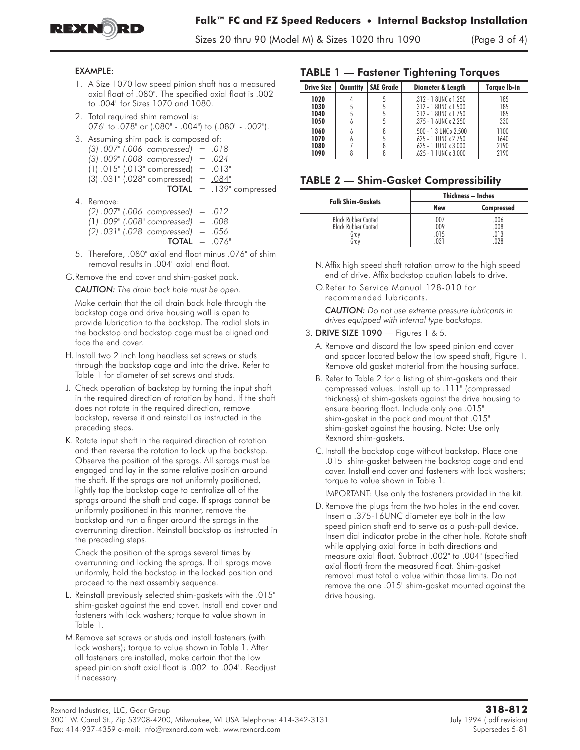EXAMPLE:

1. A Size 1070 low speed pinion shaft has a measured axial float of .080". The specified axial float is .002" to .004" for Sizes 1070 and 1080.
2. Total required shim removal is: 076" to .078" or (.080" - .004") to (.080" - .002").
3. Assuming shim pack is composed of:
   *(3) .007" (.006" compressed) = .018"*
   *(3) .009" (.008" compressed) = .024"*
   (1) .015" (.013" compressed) = .013"
   (3) .031" (.028" compressed) = .084"
   **TOTAL** = .139" compressed
4. Remove:
   *(2) .007" (.006" compressed) = .012"*
   *(1) .009" (.008" compressed) = .008"*
   *(2) .031" (.028" compressed) = .056"*
   **TOTAL** = .076"
5. Therefore, .080" axial end float minus .076" of shim removal results in .004" axial end float.

G. Remove the end cover and shim-gasket pack.

*CAUTION: The drain back hole must be open.*

Make certain that the oil drain back hole through the backstop cage and drive housing wall is open to provide lubrication to the backstop. The radial slots in the backstop and backstop cage must be aligned and face the end cover.

H. Install two 2 inch long headless set screws or studs through the backstop cage and into the drive. Refer to Table 1 for diameter of set screws and studs.

J. Check operation of backstop by turning the input shaft in the required direction of rotation by hand. If the shaft does not rotate in the required direction, remove backstop, reverse it and reinstall as instructed in the preceding steps.

K. Rotate input shaft in the required direction of rotation and then reverse the rotation to lock up the backstop. Observe the position of the sprags. All sprags must be engaged and lay in the same relative position around the shaft. If the sprags are not uniformly positioned, lightly tap the backstop cage to centralize all of the sprags around the shaft and cage. If sprags cannot be uniformly positioned in this manner, remove the backstop and run a finger around the sprags in the overrunning direction. Reinstall backstop as instructed in the preceding steps.

Check the position of the sprags several times by overrunning and locking the sprags. If all sprags move uniformly, hold the backstop in the locked position and proceed to the next assembly sequence.

L. Reinstall previously selected shim-gaskets with the .015" shim-gasket against the end cover. Install end cover and fasteners with lock washers; torque to value shown in Table 1.

M. Remove set screws or studs and install fasteners (with lock washers); torque to value shown in Table 1. After all fasteners are installed, make certain that the low speed pinion shaft axial float is .002" to .004". Readjust if necessary.

## TABLE 1 — Fastener Tightening Torques

| Drive Size | Quantity | SAE Grade | Diameter & Length | Torque lb-in |
|---|---|---|---|---|
| 1020 | 4 | 5 | .312 - 1 8UNC x 1.250 | 185 |
| 1030 | 5 | 5 | .312 - 1 8UNC x 1.500 | 185 |
| 1040 | 5 | 5 | .312 - 1 8UNC x 1.750 | 185 |
| 1050 | 6 | 5 | .375 - 1 6UNC x 2.250 | 330 |
| 1060 | 6 | 8 | .500 - 1 3 UNC x 2.500 | 1100 |
| 1070 | 6 | 5 | .625 - 1 1UNC x 2.750 | 1640 |
| 1080 | 7 | 8 | .625 - 1 1UNC x 3.000 | 2190 |
| 1090 | 8 | 8 | .625 - 1 1UNC x 3.000 | 2190 |

## TABLE 2 — Shim-Gasket Compressibility

| Falk Shim-Gaskets | Thickness – Inches | |
|---|---|---|
| | New | Compressed |
| Black Rubber Coated | .007 | .006 |
| Black Rubber Coated | .009 | .008 |
| Gray | .015 | .013 |
| Gray | .031 | .028 |

N. Affix high speed shaft rotation arrow to the high speed end of drive. Affix backstop caution labels to drive.

O. Refer to Service Manual 128-010 for recommended lubricants.

*CAUTION: Do not use extreme pressure lubricants in drives equipped with internal type backstops.*

3. **DRIVE SIZE 1090** — Figures 1 & 5.

A. Remove and discard the low speed pinion end cover and spacer located below the low speed shaft, Figure 1. Remove old gasket material from the housing surface.

B. Refer to Table 2 for a listing of shim-gaskets and their compressed values. Install up to .111" (compressed thickness) of shim-gaskets against the drive housing to ensure bearing float. Include only one .015" shim-gasket in the pack and mount that .015" shim-gasket against the housing. Note: Use only Rexnord shim-gaskets.

C. Install the backstop cage without backstop. Place one .015" shim-gasket between the backstop cage and end cover. Install end cover and fasteners with lock washers; torque to value shown in Table 1.

IMPORTANT: Use only the fasteners provided in the kit.

D. Remove the plugs from the two holes in the end cover. Insert a .375-16UNC diameter eye bolt in the low speed pinion shaft end to serve as a push-pull device. Insert dial indicator probe in the other hole. Rotate shaft while applying axial force in both directions and measure axial float. Subtract .002" to .004" (specified axial float) from the measured float. Shim-gasket removal must total a value within those limits. Do not remove the one .015" shim-gasket mounted against the drive housing.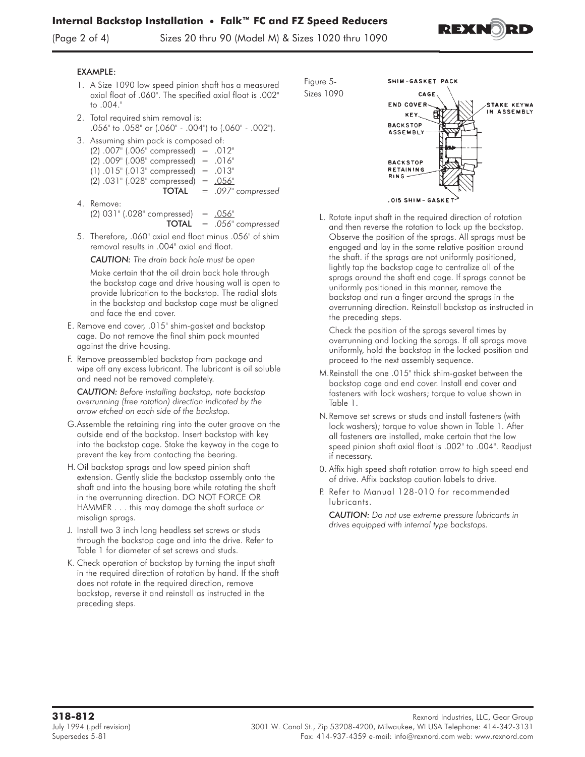**EXAMPLE:**

1. A Size 1090 low speed pinion shaft has a measured axial float of .060". The specified axial float is .002" to .004."
2. Total required shim removal is: .056" to .058" or (.060" - .004") to (.060" - .002").
3. Assuming shim pack is composed of:

| | | |
|---|---|---|
| (2) .007" (.006" compressed) | = | .012" |
| (2) .009" (.008" compressed) | = | .016" |
| (1) .015" (.013" compressed) | = | .013" |
| (2) .031" (.028" compressed) | = | .056" |
| **TOTAL** | = | *.097" compressed* |

4. Remove:

| | | |
|---|---|---|
| (2) 031" (.028" compressed) | = | .056" |
| **TOTAL** | = | *.056" compressed* |

5. Therefore, .060" axial end float minus .056" of shim removal results in .004" axial end float.

*CAUTION: The drain back hole must be open*

Make certain that the oil drain back hole through the backstop cage and drive housing wall is open to provide lubrication to the backstop. The radial slots in the backstop and backstop cage must be aligned and face the end cover.

E. Remove end cover, .015" shim-gasket and backstop cage. Do not remove the final shim pack mounted against the drive housing.

F. Remove preassembled backstop from package and wipe off any excess lubricant. The lubricant is oil soluble and need not be removed completely.

*CAUTION: Before installing backstop, note backstop overrunning (free rotation) direction indicated by the arrow etched on each side of the backstop.*

G. Assemble the retaining ring into the outer groove on the outside end of the backstop. Insert backstop with key into the backstop cage. Stake the keyway in the cage to prevent the key from contacting the bearing.

H. Oil backstop sprags and low speed pinion shaft extension. Gently slide the backstop assembly onto the shaft and into the housing bore while rotating the shaft in the overrunning direction. DO NOT FORCE OR HAMMER . . . this may damage the shaft surface or misalign sprags.

J. Install two 3 inch long headless set screws or studs through the backstop cage and into the drive. Refer to Table 1 for diameter of set screws and studs.

K. Check operation of backstop by turning the input shaft in the required direction of rotation by hand. If the shaft does not rotate in the required direction, remove backstop, reverse it and reinstall as instructed in the preceding steps.

Figure 5- Sizes 1090

SHIM-GASKET PACK
CAGE
END COVER
KEY
BACKSTOP ASSEMBLY
BACKSTOP RETAINING RING
STAKE KEYWA IN ASSEMBLY
.015 SHIM-GASKET

L. Rotate input shaft in the required direction of rotation and then reverse the rotation to lock up the backstop. Observe the position of the sprags. All sprags must be engaged and lay in the some relative position around the shaft. if the sprags are not uniformly positioned, lightly tap the backstop cage to centralize all of the sprags around the shaft end cage. If sprags cannot be uniformly positioned in this manner, remove the backstop and run a finger around the sprags in the overrunning direction. Reinstall backstop as instructed in the preceding steps.

Check the position of the sprags several times by overrunning and locking the sprags. If all sprags move uniformly, hold the backstop in the locked position and proceed to the next assembly sequence.

M. Reinstall the one .015" thick shim-gasket between the backstop cage and end cover. Install end cover and fasteners with lock washers; torque to value shown in Table 1.

N. Remove set screws or studs and install fasteners (with lock washers); torque to value shown in Table 1. After all fasteners are installed, make certain that the low speed pinion shaft axial float is .002" to .004". Readjust if necessary.

0. Affix high speed shaft rotation arrow to high speed end of drive. Affix backstop caution labels to drive.

P. Refer to Manual 128-010 for recommended lubricants.

*CAUTION: Do not use extreme pressure lubricants in drives equipped with internal type backstops.*